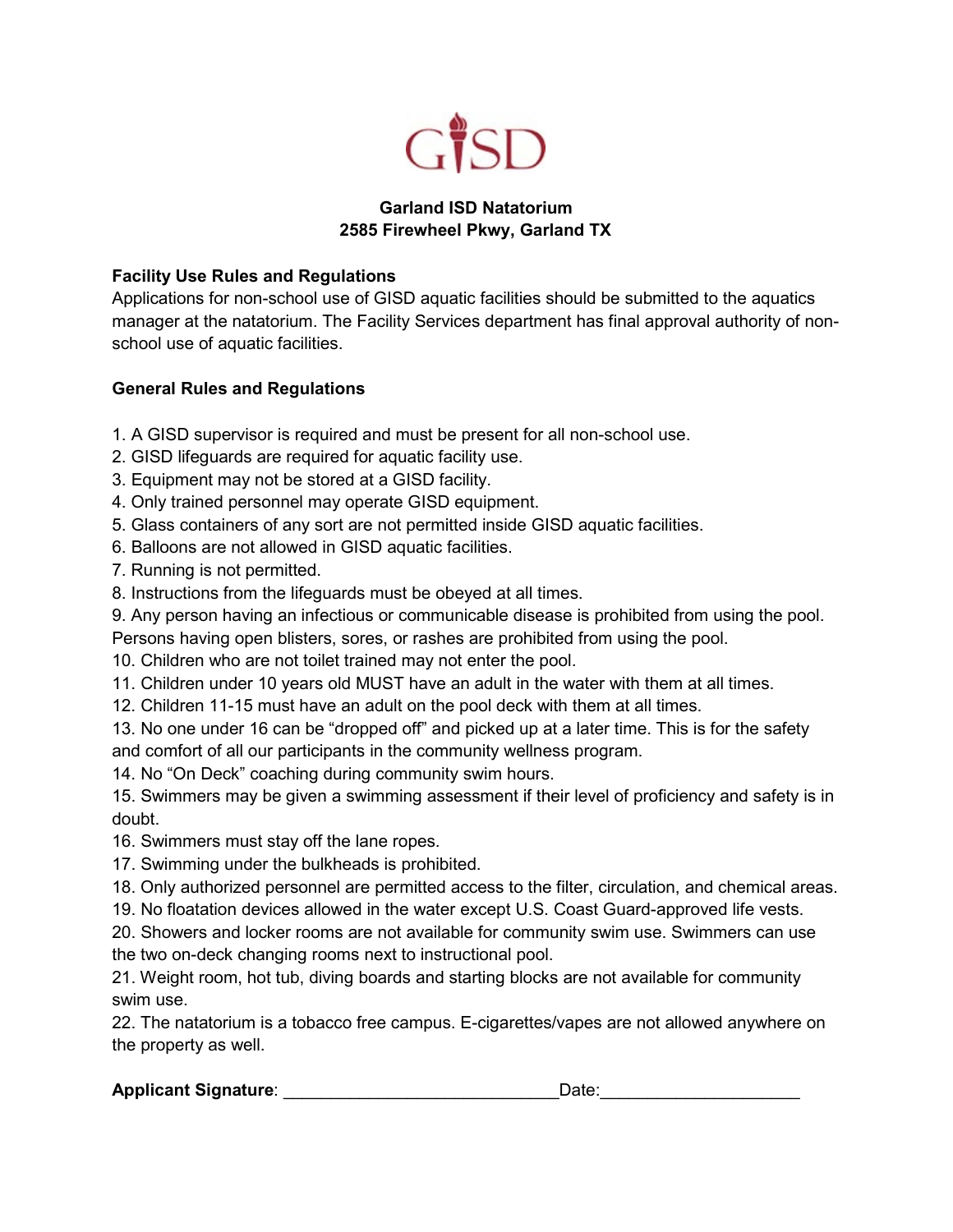GISD

**Garland ISD Natatorium**
**2585 Firewheel Pkwy, Garland TX**

**Facility Use Rules and Regulations**

Applications for non-school use of GISD aquatic facilities should be submitted to the aquatics manager at the natatorium. The Facility Services department has final approval authority of non-school use of aquatic facilities.

**General Rules and Regulations**

1. A GISD supervisor is required and must be present for all non-school use.
2. GISD lifeguards are required for aquatic facility use.
3. Equipment may not be stored at a GISD facility.
4. Only trained personnel may operate GISD equipment.
5. Glass containers of any sort are not permitted inside GISD aquatic facilities.
6. Balloons are not allowed in GISD aquatic facilities.
7. Running is not permitted.
8. Instructions from the lifeguards must be obeyed at all times.
9. Any person having an infectious or communicable disease is prohibited from using the pool. Persons having open blisters, sores, or rashes are prohibited from using the pool.
10. Children who are not toilet trained may not enter the pool.
11. Children under 10 years old MUST have an adult in the water with them at all times.
12. Children 11-15 must have an adult on the pool deck with them at all times.
13. No one under 16 can be "dropped off" and picked up at a later time. This is for the safety and comfort of all our participants in the community wellness program.
14. No "On Deck" coaching during community swim hours.
15. Swimmers may be given a swimming assessment if their level of proficiency and safety is in doubt.
16. Swimmers must stay off the lane ropes.
17. Swimming under the bulkheads is prohibited.
18. Only authorized personnel are permitted access to the filter, circulation, and chemical areas.
19. No floatation devices allowed in the water except U.S. Coast Guard-approved life vests.
20. Showers and locker rooms are not available for community swim use. Swimmers can use the two on-deck changing rooms next to instructional pool.
21. Weight room, hot tub, diving boards and starting blocks are not available for community swim use.
22. The natatorium is a tobacco free campus. E-cigarettes/vapes are not allowed anywhere on the property as well.

**Applicant Signature**: ____________________________Date:____________________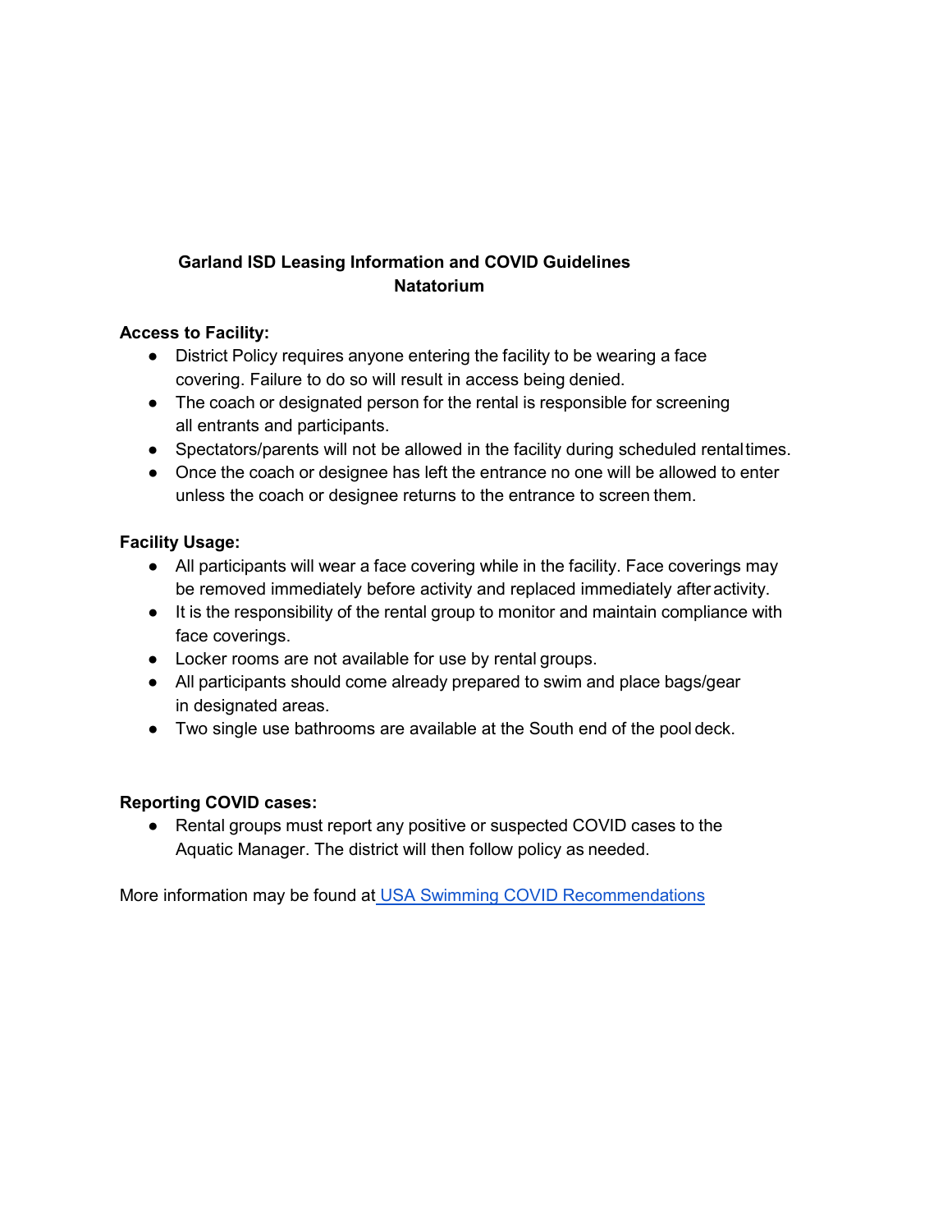# Garland ISD Leasing Information and COVID Guidelines
## Natatorium

**Access to Facility:**

- District Policy requires anyone entering the facility to be wearing a face covering. Failure to do so will result in access being denied.
- The coach or designated person for the rental is responsible for screening all entrants and participants.
- Spectators/parents will not be allowed in the facility during scheduled rental times.
- Once the coach or designee has left the entrance no one will be allowed to enter unless the coach or designee returns to the entrance to screen them.

**Facility Usage:**

- All participants will wear a face covering while in the facility. Face coverings may be removed immediately before activity and replaced immediately after activity.
- It is the responsibility of the rental group to monitor and maintain compliance with face coverings.
- Locker rooms are not available for use by rental groups.
- All participants should come already prepared to swim and place bags/gear in designated areas.
- Two single use bathrooms are available at the South end of the pool deck.

**Reporting COVID cases:**

- Rental groups must report any positive or suspected COVID cases to the Aquatic Manager. The district will then follow policy as needed.

More information may be found at USA Swimming COVID Recommendations